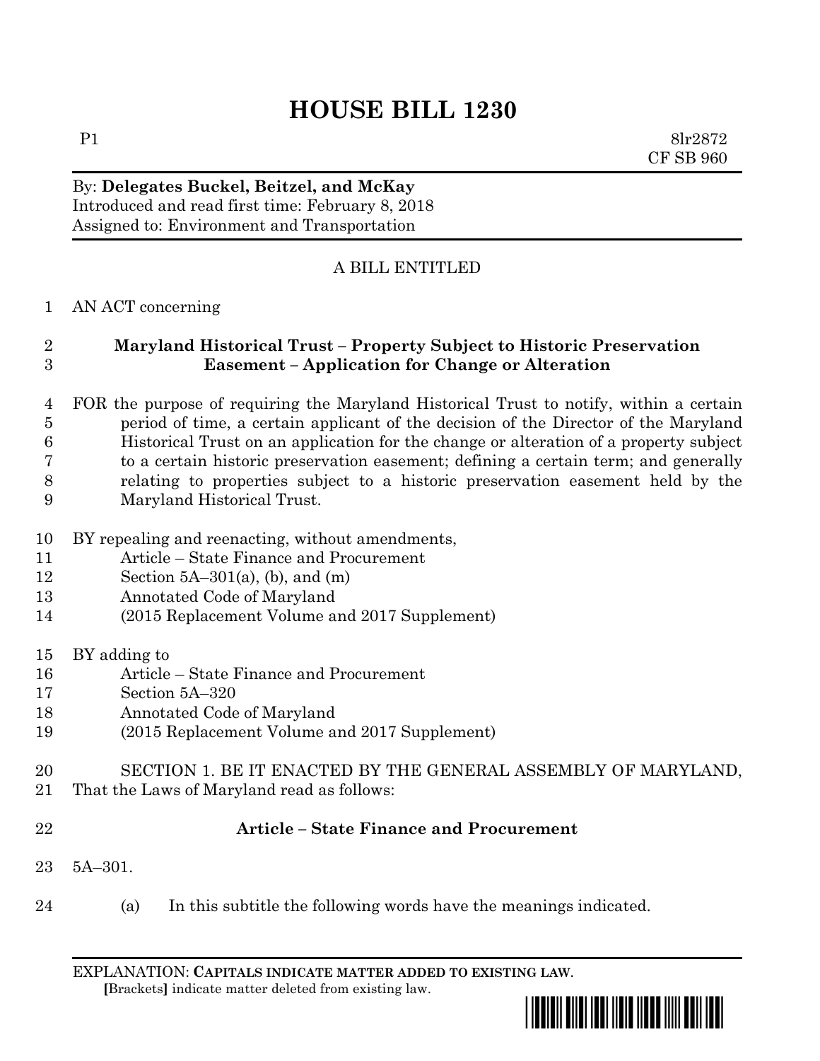# HOUSE BILL 1230

P1 8lr2872
CF SB 960

By: **Delegates Buckel, Beitzel, and McKay**
Introduced and read first time: February 8, 2018
Assigned to: Environment and Transportation

A BILL ENTITLED

AN ACT concerning

**Maryland Historical Trust – Property Subject to Historic Preservation Easement – Application for Change or Alteration**

FOR the purpose of requiring the Maryland Historical Trust to notify, within a certain period of time, a certain applicant of the decision of the Director of the Maryland Historical Trust on an application for the change or alteration of a property subject to a certain historic preservation easement; defining a certain term; and generally relating to properties subject to a historic preservation easement held by the Maryland Historical Trust.

BY repealing and reenacting, without amendments,
Article – State Finance and Procurement
Section 5A–301(a), (b), and (m)
Annotated Code of Maryland
(2015 Replacement Volume and 2017 Supplement)

BY adding to
Article – State Finance and Procurement
Section 5A–320
Annotated Code of Maryland
(2015 Replacement Volume and 2017 Supplement)

SECTION 1. BE IT ENACTED BY THE GENERAL ASSEMBLY OF MARYLAND, That the Laws of Maryland read as follows:

**Article – State Finance and Procurement**

5A–301.

(a) In this subtitle the following words have the meanings indicated.

EXPLANATION: **CAPITALS INDICATE MATTER ADDED TO EXISTING LAW.**
**[**Brackets**]** indicate matter deleted from existing law.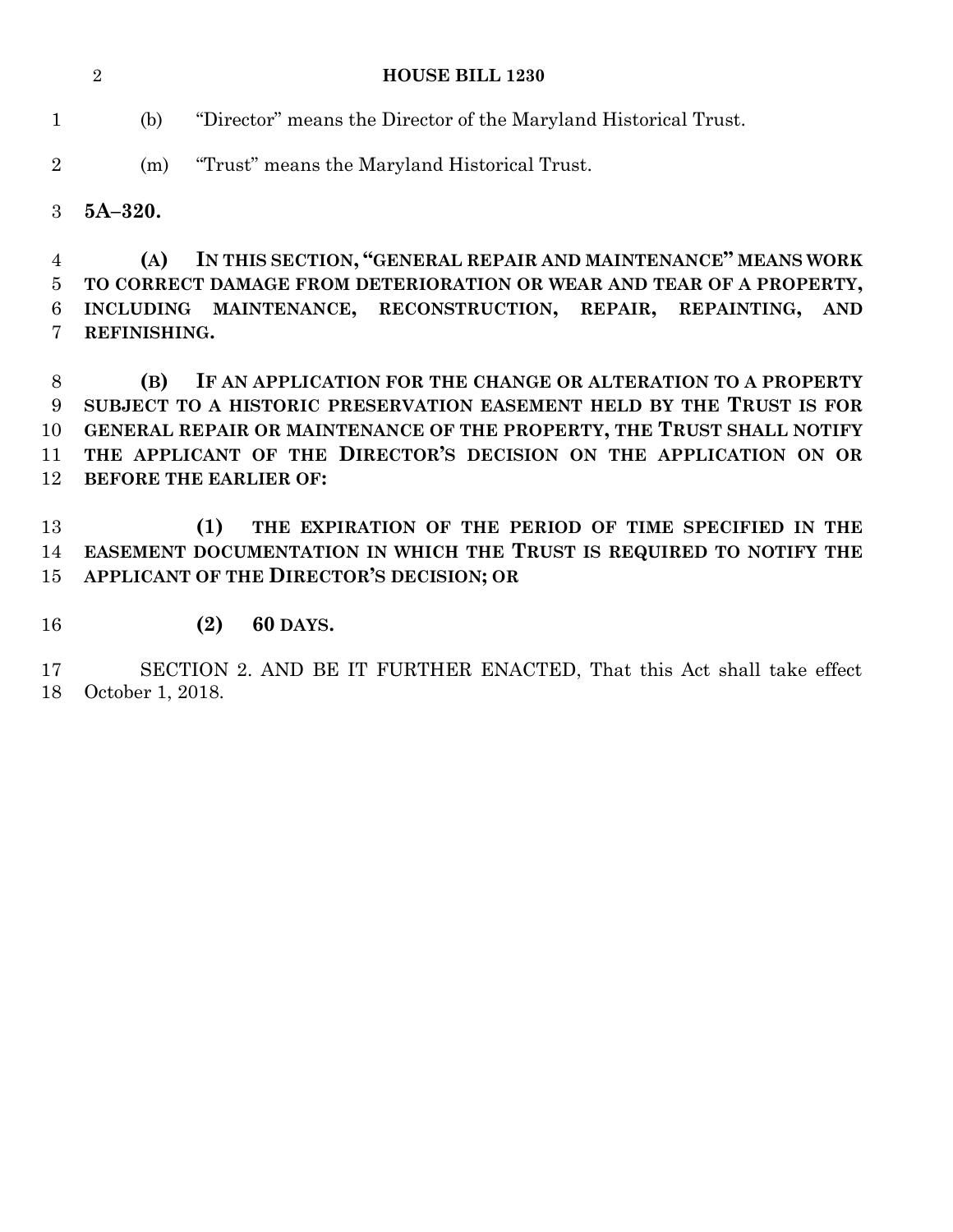(b) "Director" means the Director of the Maryland Historical Trust.

(m) "Trust" means the Maryland Historical Trust.

**5A–320.**

**(A) IN THIS SECTION, "GENERAL REPAIR AND MAINTENANCE" MEANS WORK TO CORRECT DAMAGE FROM DETERIORATION OR WEAR AND TEAR OF A PROPERTY, INCLUDING MAINTENANCE, RECONSTRUCTION, REPAIR, REPAINTING, AND REFINISHING.**

**(B) IF AN APPLICATION FOR THE CHANGE OR ALTERATION TO A PROPERTY SUBJECT TO A HISTORIC PRESERVATION EASEMENT HELD BY THE TRUST IS FOR GENERAL REPAIR OR MAINTENANCE OF THE PROPERTY, THE TRUST SHALL NOTIFY THE APPLICANT OF THE DIRECTOR'S DECISION ON THE APPLICATION ON OR BEFORE THE EARLIER OF:**

**(1) THE EXPIRATION OF THE PERIOD OF TIME SPECIFIED IN THE EASEMENT DOCUMENTATION IN WHICH THE TRUST IS REQUIRED TO NOTIFY THE APPLICANT OF THE DIRECTOR'S DECISION; OR**

**(2) 60 DAYS.**

SECTION 2. AND BE IT FURTHER ENACTED, That this Act shall take effect October 1, 2018.